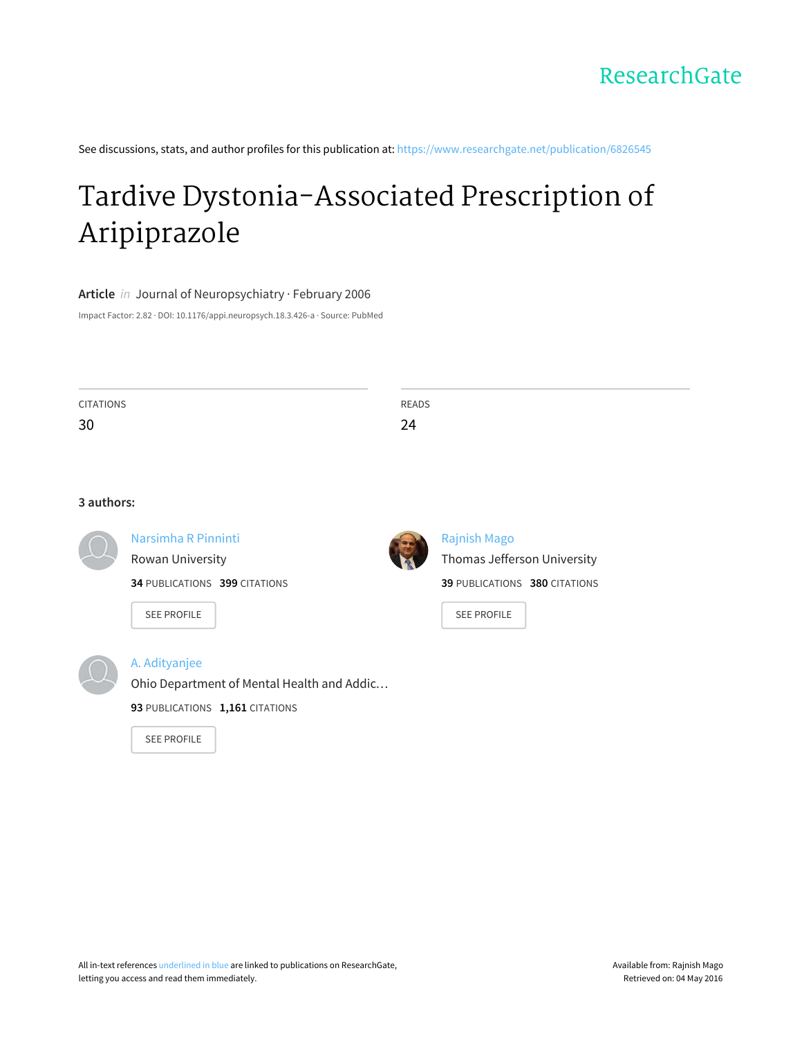ResearchGate

See discussions, stats, and author profiles for this publication at: https://www.researchgate.net/publication/6826545

# Tardive Dystonia-Associated Prescription of Aripiprazole

**Article** *in* Journal of Neuropsychiatry · February 2006

Impact Factor: 2.82 · DOI: 10.1176/appi.neuropsych.18.3.426-a · Source: PubMed

| CITATIONS | READS |
|---|---|
| 30 | 24 |

**3 authors:**

Narsimha R Pinninti
Rowan University
**34** PUBLICATIONS **399** CITATIONS

SEE PROFILE

Rajnish Mago
Thomas Jefferson University
**39** PUBLICATIONS **380** CITATIONS

SEE PROFILE

A. Adityanjee
Ohio Department of Mental Health and Addic…
**93** PUBLICATIONS **1,161** CITATIONS

SEE PROFILE

All in-text references underlined in blue are linked to publications on ResearchGate, letting you access and read them immediately.

Available from: Rajnish Mago
Retrieved on: 04 May 2016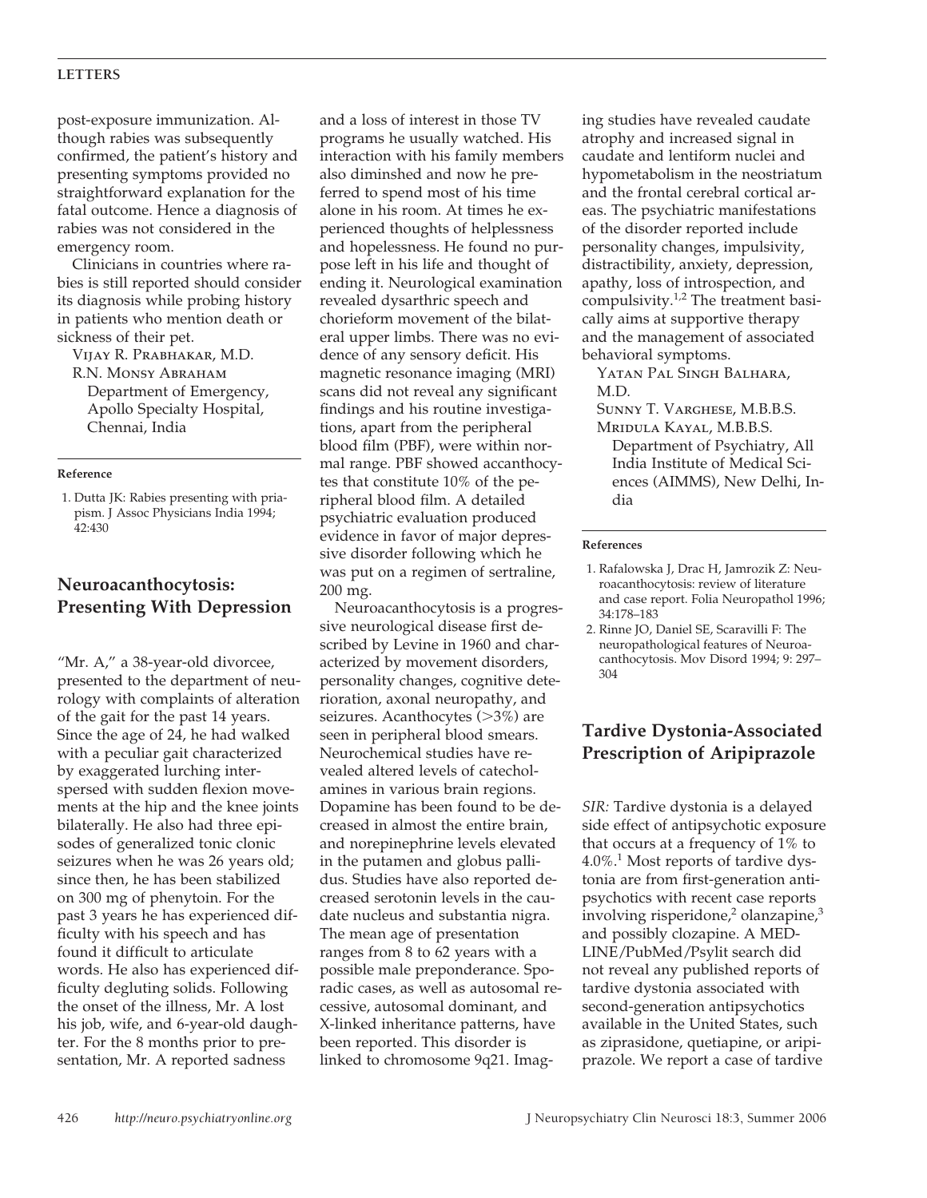post-exposure immunization. Although rabies was subsequently confirmed, the patient's history and presenting symptoms provided no straightforward explanation for the fatal outcome. Hence a diagnosis of rabies was not considered in the emergency room.

Clinicians in countries where rabies is still reported should consider its diagnosis while probing history in patients who mention death or sickness of their pet.

Vijay R. Prabhakar, M.D.
R.N. Monsy Abraham
Department of Emergency, Apollo Specialty Hospital, Chennai, India

**Reference**

1. Dutta JK: Rabies presenting with priapism. J Assoc Physicians India 1994; 42:430

## Neuroacanthocytosis: Presenting With Depression

"Mr. A," a 38-year-old divorcee, presented to the department of neurology with complaints of alteration of the gait for the past 14 years. Since the age of 24, he had walked with a peculiar gait characterized by exaggerated lurching interspersed with sudden flexion movements at the hip and the knee joints bilaterally. He also had three episodes of generalized tonic clonic seizures when he was 26 years old; since then, he has been stabilized on 300 mg of phenytoin. For the past 3 years he has experienced difficulty with his speech and has found it difficult to articulate words. He also has experienced difficulty degluting solids. Following the onset of the illness, Mr. A lost his job, wife, and 6-year-old daughter. For the 8 months prior to presentation, Mr. A reported sadness and a loss of interest in those TV programs he usually watched. His interaction with his family members also diminshed and now he preferred to spend most of his time alone in his room. At times he experienced thoughts of helplessness and hopelessness. He found no purpose left in his life and thought of ending it. Neurological examination revealed dysarthric speech and chorieform movement of the bilateral upper limbs. There was no evidence of any sensory deficit. His magnetic resonance imaging (MRI) scans did not reveal any significant findings and his routine investigations, apart from the peripheral blood film (PBF), were within normal range. PBF showed accanthocytes that constitute 10% of the peripheral blood film. A detailed psychiatric evaluation produced evidence in favor of major depressive disorder following which he was put on a regimen of sertraline, 200 mg.

Neuroacanthocytosis is a progressive neurological disease first described by Levine in 1960 and characterized by movement disorders, personality changes, cognitive deterioration, axonal neuropathy, and seizures. Acanthocytes (>3%) are seen in peripheral blood smears. Neurochemical studies have revealed altered levels of catecholamines in various brain regions. Dopamine has been found to be decreased in almost the entire brain, and norepinephrine levels elevated in the putamen and globus pallidus. Studies have also reported decreased serotonin levels in the caudate nucleus and substantia nigra. The mean age of presentation ranges from 8 to 62 years with a possible male preponderance. Sporadic cases, as well as autosomal recessive, autosomal dominant, and X-linked inheritance patterns, have been reported. This disorder is linked to chromosome 9q21. Imaging studies have revealed caudate atrophy and increased signal in caudate and lentiform nuclei and hypometabolism in the neostriatum and the frontal cerebral cortical areas. The psychiatric manifestations of the disorder reported include personality changes, impulsivity, distractibility, anxiety, depression, apathy, loss of introspection, and compulsivity.[1,2] The treatment basically aims at supportive therapy and the management of associated behavioral symptoms.

Yatan Pal Singh Balhara, M.D.
Sunny T. Varghese, M.B.B.S.
Mridula Kayal, M.B.B.S.
Department of Psychiatry, All India Institute of Medical Sciences (AIMMS), New Delhi, India

**References**

1. Rafalowska J, Drac H, Jamrozik Z: Neuroacanthocytosis: review of literature and case report. Folia Neuropathol 1996; 34:178–183
2. Rinne JO, Daniel SE, Scaravilli F: The neuropathological features of Neuroacanthocytosis. Mov Disord 1994; 9: 297–304

## Tardive Dystonia-Associated Prescription of Aripiprazole

*SIR:* Tardive dystonia is a delayed side effect of antipsychotic exposure that occurs at a frequency of 1% to 4.0%.[1] Most reports of tardive dystonia are from first-generation antipsychotics with recent case reports involving risperidone,[2] olanzapine,[3] and possibly clozapine. A MEDLINE/PubMed/Psylit search did not reveal any published reports of tardive dystonia associated with second-generation antipsychotics available in the United States, such as ziprasidone, quetiapine, or aripiprazole. We report a case of tardive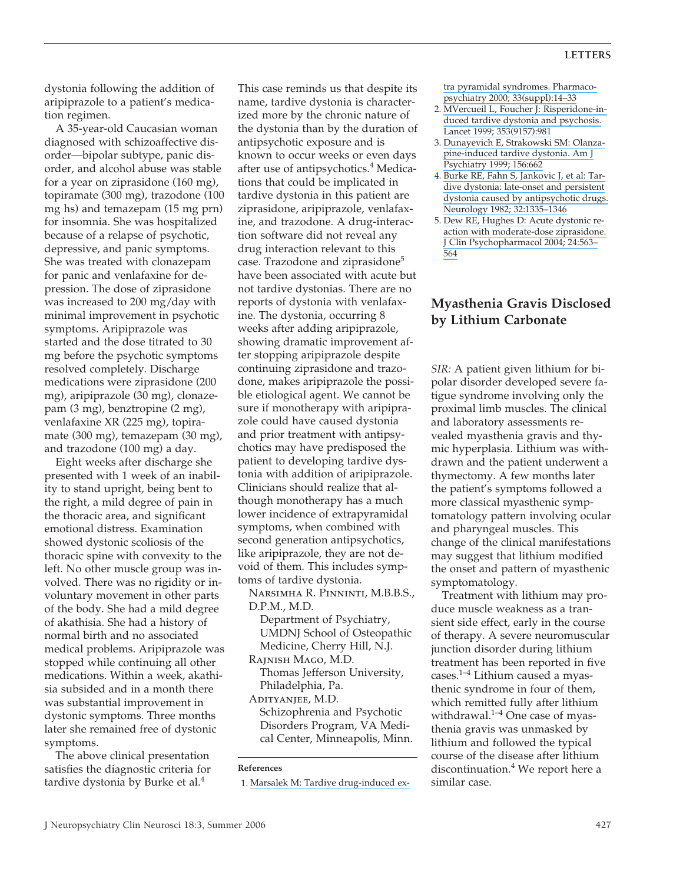dystonia following the addition of aripiprazole to a patient's medication regimen.

A 35-year-old Caucasian woman diagnosed with schizoaffective disorder—bipolar subtype, panic disorder, and alcohol abuse was stable for a year on ziprasidone (160 mg), topiramate (300 mg), trazodone (100 mg hs) and temazepam (15 mg prn) for insomnia. She was hospitalized because of a relapse of psychotic, depressive, and panic symptoms. She was treated with clonazepam for panic and venlafaxine for depression. The dose of ziprasidone was increased to 200 mg/day with minimal improvement in psychotic symptoms. Aripiprazole was started and the dose titrated to 30 mg before the psychotic symptoms resolved completely. Discharge medications were ziprasidone (200 mg), aripiprazole (30 mg), clonazepam (3 mg), benztropine (2 mg), venlafaxine XR (225 mg), topiramate (300 mg), temazepam (30 mg), and trazodone (100 mg) a day.

Eight weeks after discharge she presented with 1 week of an inability to stand upright, being bent to the right, a mild degree of pain in the thoracic area, and significant emotional distress. Examination showed dystonic scoliosis of the thoracic spine with convexity to the left. No other muscle group was involved. There was no rigidity or involuntary movement in other parts of the body. She had a mild degree of akathisia. She had a history of normal birth and no associated medical problems. Aripiprazole was stopped while continuing all other medications. Within a week, akathisia subsided and in a month there was substantial improvement in dystonic symptoms. Three months later she remained free of dystonic symptoms.

The above clinical presentation satisfies the diagnostic criteria for tardive dystonia by Burke et al.[4] This case reminds us that despite its name, tardive dystonia is characterized more by the chronic nature of the dystonia than by the duration of antipsychotic exposure and is known to occur weeks or even days after use of antipsychotics.[4] Medications that could be implicated in tardive dystonia in this patient are ziprasidone, aripiprazole, venlafaxine, and trazodone. A drug-interaction software did not reveal any drug interaction relevant to this case. Trazodone and ziprasidone[5] have been associated with acute but not tardive dystonias. There are no reports of dystonia with venlafaxine. The dystonia, occurring 8 weeks after adding aripiprazole, showing dramatic improvement after stopping aripiprazole despite continuing ziprasidone and trazodone, makes aripiprazole the possible etiological agent. We cannot be sure if monotherapy with aripiprazole could have caused dystonia and prior treatment with antipsychotics may have predisposed the patient to developing tardive dystonia with addition of aripiprazole. Clinicians should realize that although monotherapy has a much lower incidence of extrapyramidal symptoms, when combined with second generation antipsychotics, like aripiprazole, they are not devoid of them. This includes symptoms of tardive dystonia.

Narsimha R. Pinninti, M.B.B.S., D.P.M., M.D.
Department of Psychiatry, UMDNJ School of Osteopathic Medicine, Cherry Hill, N.J.

Rajnish Mago, M.D.
Thomas Jefferson University, Philadelphia, Pa.

Adityanjee, M.D.
Schizophrenia and Psychotic Disorders Program, VA Medical Center, Minneapolis, Minn.

#### References

1. Marsalek M: Tardive drug-induced extra pyramidal syndromes. Pharmacopsychiatry 2000; 33(suppl):14–33
2. Vercueil L, Foucher J: Risperidone-induced tardive dystonia and psychosis. Lancet 1999; 353(9157):981
3. Dunayevich E, Strakowski SM: Olanzapine-induced tardive dystonia. Am J Psychiatry 1999; 156:662
4. Burke RE, Fahn S, Jankovic J, et al: Tardive dystonia: late-onset and persistent dystonia caused by antipsychotic drugs. Neurology 1982; 32:1335–1346
5. Dew RE, Hughes D: Acute dystonic reaction with moderate-dose ziprasidone. J Clin Psychopharmacol 2004; 24:563–564

## Myasthenia Gravis Disclosed by Lithium Carbonate

*SIR:* A patient given lithium for bipolar disorder developed severe fatigue syndrome involving only the proximal limb muscles. The clinical and laboratory assessments revealed myasthenia gravis and thymic hyperplasia. Lithium was withdrawn and the patient underwent a thymectomy. A few months later the patient's symptoms followed a more classical myasthenic symptomatology pattern involving ocular and pharyngeal muscles. This change of the clinical manifestations may suggest that lithium modified the onset and pattern of myasthenic symptomatology.

Treatment with lithium may produce muscle weakness as a transient side effect, early in the course of therapy. A severe neuromuscular junction disorder during lithium treatment has been reported in five cases.[1–4] Lithium caused a myasthenic syndrome in four of them, which remitted fully after lithium withdrawal.[1–4] One case of myasthenia gravis was unmasked by lithium and followed the typical course of the disease after lithium discontinuation.[4] We report here a similar case.